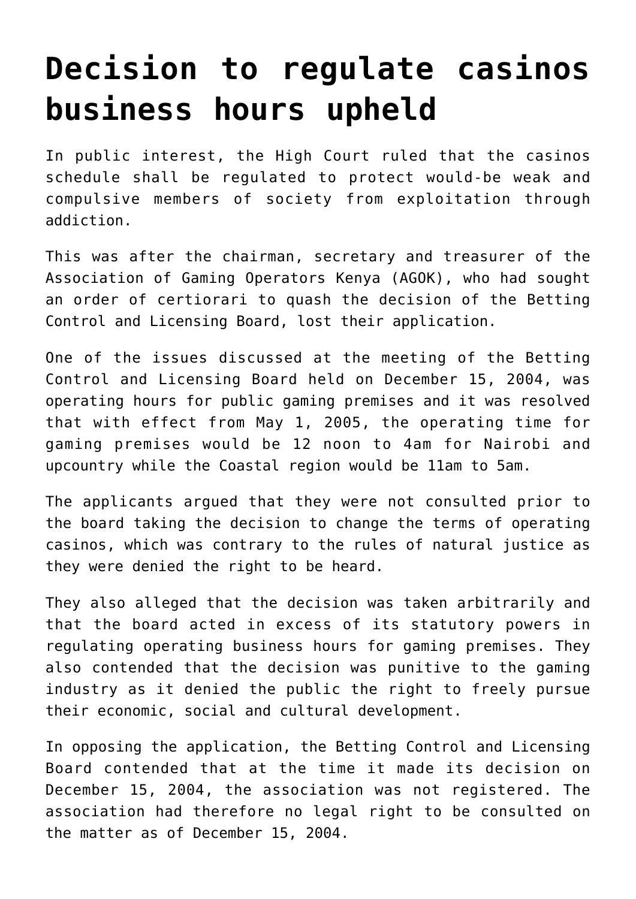# Decision to regulate casinos business hours upheld

In public interest, the High Court ruled that the casinos schedule shall be regulated to protect would-be weak and compulsive members of society from exploitation through addiction.

This was after the chairman, secretary and treasurer of the Association of Gaming Operators Kenya (AGOK), who had sought an order of certiorari to quash the decision of the Betting Control and Licensing Board, lost their application.

One of the issues discussed at the meeting of the Betting Control and Licensing Board held on December 15, 2004, was operating hours for public gaming premises and it was resolved that with effect from May 1, 2005, the operating time for gaming premises would be 12 noon to 4am for Nairobi and upcountry while the Coastal region would be 11am to 5am.

The applicants argued that they were not consulted prior to the board taking the decision to change the terms of operating casinos, which was contrary to the rules of natural justice as they were denied the right to be heard.

They also alleged that the decision was taken arbitrarily and that the board acted in excess of its statutory powers in regulating operating business hours for gaming premises. They also contended that the decision was punitive to the gaming industry as it denied the public the right to freely pursue their economic, social and cultural development.

In opposing the application, the Betting Control and Licensing Board contended that at the time it made its decision on December 15, 2004, the association was not registered. The association had therefore no legal right to be consulted on the matter as of December 15, 2004.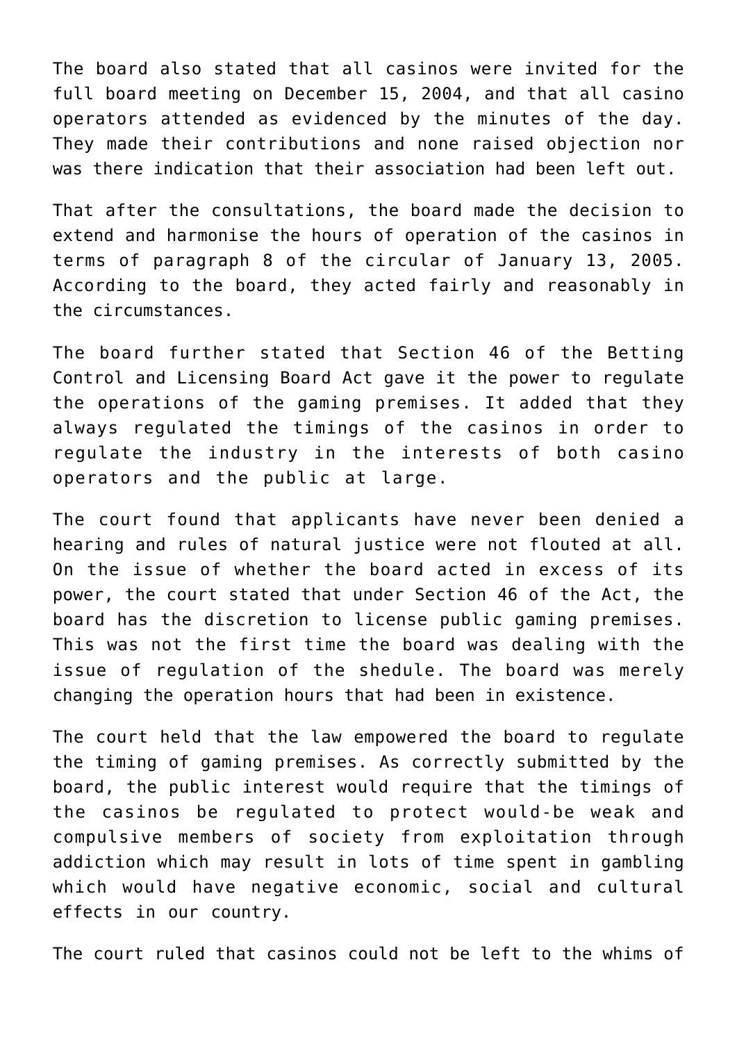The board also stated that all casinos were invited for the full board meeting on December 15, 2004, and that all casino operators attended as evidenced by the minutes of the day. They made their contributions and none raised objection nor was there indication that their association had been left out.

That after the consultations, the board made the decision to extend and harmonise the hours of operation of the casinos in terms of paragraph 8 of the circular of January 13, 2005. According to the board, they acted fairly and reasonably in the circumstances.

The board further stated that Section 46 of the Betting Control and Licensing Board Act gave it the power to regulate the operations of the gaming premises. It added that they always regulated the timings of the casinos in order to regulate the industry in the interests of both casino operators and the public at large.

The court found that applicants have never been denied a hearing and rules of natural justice were not flouted at all. On the issue of whether the board acted in excess of its power, the court stated that under Section 46 of the Act, the board has the discretion to license public gaming premises. This was not the first time the board was dealing with the issue of regulation of the shedule. The board was merely changing the operation hours that had been in existence.

The court held that the law empowered the board to regulate the timing of gaming premises. As correctly submitted by the board, the public interest would require that the timings of the casinos be regulated to protect would-be weak and compulsive members of society from exploitation through addiction which may result in lots of time spent in gambling which would have negative economic, social and cultural effects in our country.

The court ruled that casinos could not be left to the whims of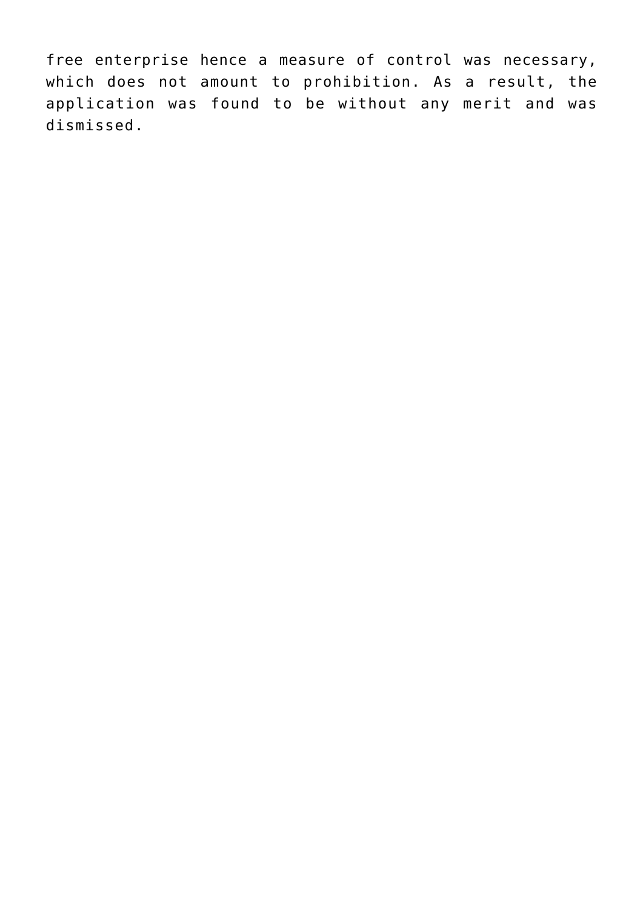free enterprise hence a measure of control was necessary, which does not amount to prohibition. As a result, the application was found to be without any merit and was dismissed.